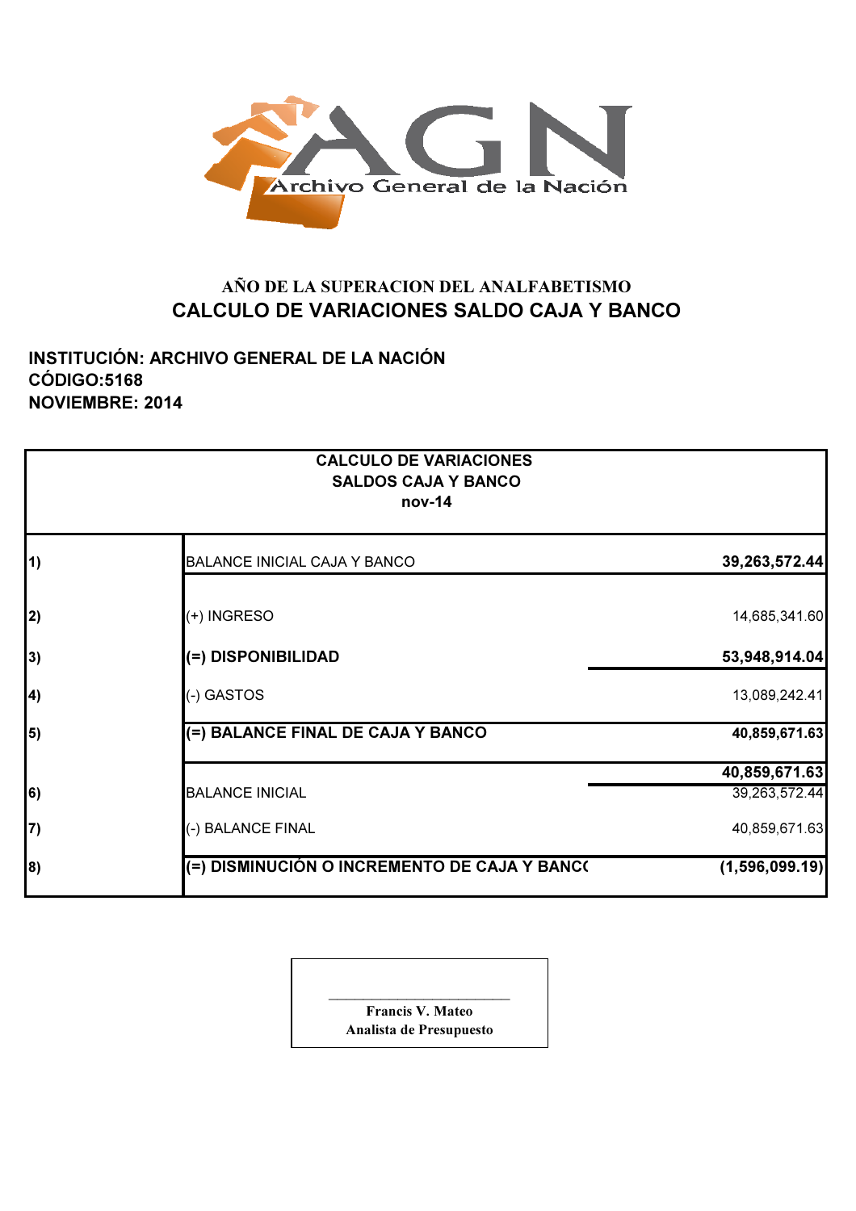Archivo General de la Nación

**AÑO DE LA SUPERACION DEL ANALFABETISMO**

## CALCULO DE VARIACIONES SALDO CAJA Y BANCO

**INSTITUCIÓN: ARCHIVO GENERAL DE LA NACIÓN**
**CÓDIGO:5168**
**NOVIEMBRE: 2014**

| CALCULO DE VARIACIONES SALDOS CAJA Y BANCO nov-14 | | |
|---|---|---|
| 1) | BALANCE INICIAL CAJA Y BANCO | **39,263,572.44** |
| 2) | (+) INGRESO | 14,685,341.60 |
| 3) | **(=) DISPONIBILIDAD** | **53,948,914.04** |
| 4) | (-) GASTOS | 13,089,242.41 |
| 5) | **(=) BALANCE FINAL DE CAJA Y BANCO** | **40,859,671.63** |
| | | **40,859,671.63** |
| 6) | BALANCE INICIAL | 39,263,572.44 |
| 7) | (-) BALANCE FINAL | 40,859,671.63 |
| 8) | **(=) DISMINUCIÓN O INCREMENTO DE CAJA Y BANC(** | **(1,596,099.19)** |

\_\_\_\_\_\_\_\_\_\_\_\_\_\_\_\_\_\_\_\_\_\_\_\_\_\_\_\_
**Francis V. Mateo**
**Analista de Presupuesto**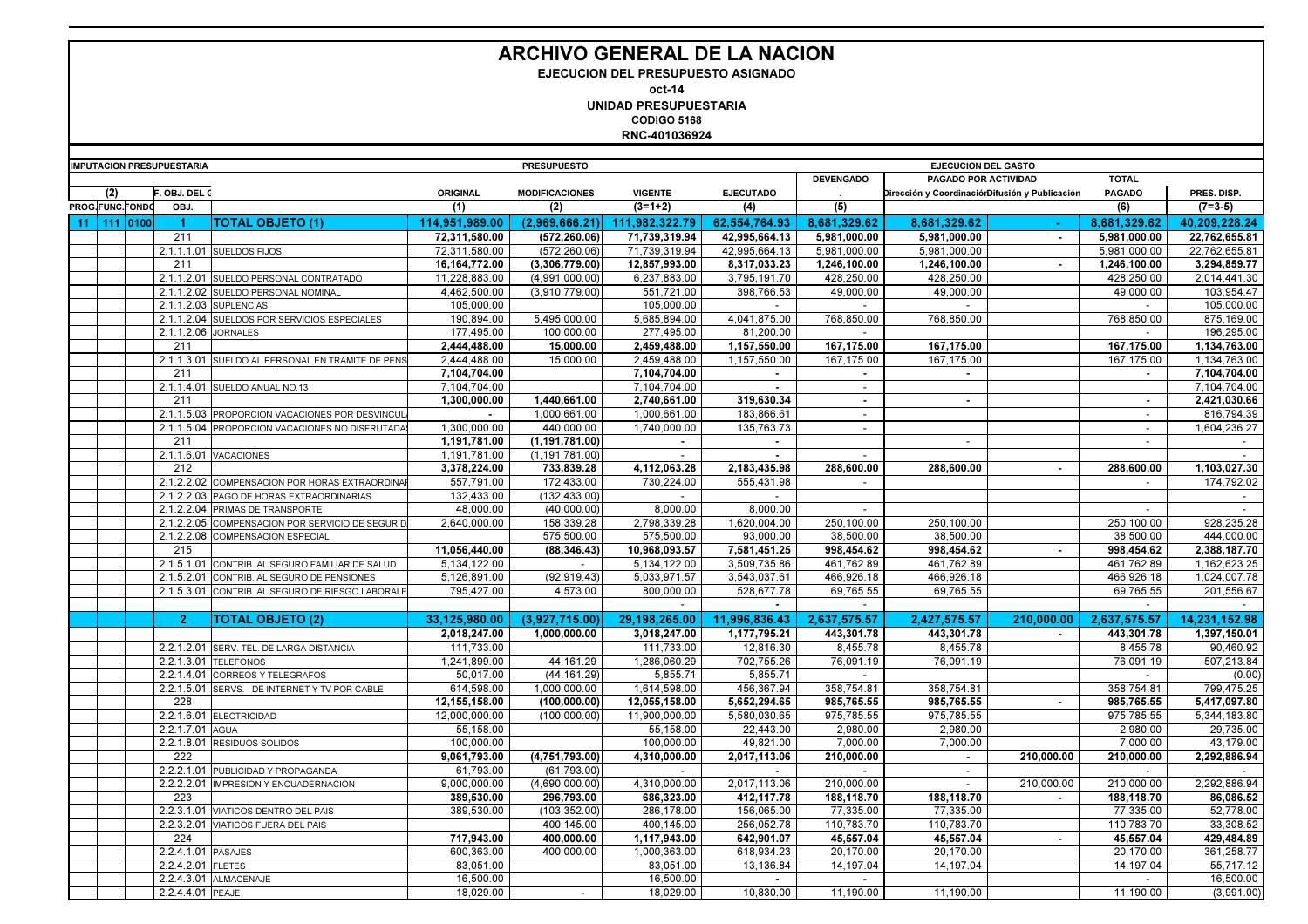# ARCHIVO GENERAL DE LA NACION

**EJECUCION DEL PRESUPUESTO ASIGNADO**

**oct-14**

**UNIDAD PRESUPUESTARIA**

**CODIGO 5168**

**RNC-401036924**

| IMPUTACION PRESUPUESTARIA | | | | | PRESUPUESTO | | | | EJECUCION DEL GASTO | | | | |
|---|---|---|---|---|---|---|---|---|---|---|---|---|---|
| | | | | | | | | | DEVENGADO | PAGADO POR ACTIVIDAD | | TOTAL | |
| (2) | | | F. OBJ. DEL G | | ORIGINAL | MODIFICACIONES | VIGENTE | EJECUTADO | . | Dirección y Coordinación | Difusión y Publicación | PAGADO | PRES. DISP. |
| PROG. | FUNC. | FONDO | OBJ. | | (1) | (2) | (3=1+2) | (4) | (5) | | | (6) | (7=3-5) |
| 11 | 111 | 0100 | **1** | **TOTAL OBJETO (1)** | **114,951,989.00** | **(2,969,666.21)** | **111,982,322.79** | **62,554,764.93** | **8,681,329.62** | **8,681,329.62** | **-** | **8,681,329.62** | **40,209,228.24** |
| | | | 211 | | **72,311,580.00** | **(572,260.06)** | **71,739,319.94** | **42,995,664.13** | **5,981,000.00** | **5,981,000.00** | **-** | **5,981,000.00** | **22,762,655.81** |
| | | | 2.1.1.1.01 | SUELDOS FIJOS | 72,311,580.00 | (572,260.06) | 71,739,319.94 | 42,995,664.13 | 5,981,000.00 | 5,981,000.00 | | 5,981,000.00 | 22,762,655.81 |
| | | | 211 | | **16,164,772.00** | **(3,306,779.00)** | **12,857,993.00** | **8,317,033.23** | **1,246,100.00** | **1,246,100.00** | **-** | **1,246,100.00** | **3,294,859.77** |
| | | | 2.1.1.2.01 | SUELDO PERSONAL CONTRATADO | 11,228,883.00 | (4,991,000.00) | 6,237,883.00 | 3,795,191.70 | 428,250.00 | 428,250.00 | | 428,250.00 | 2,014,441.30 |
| | | | 2.1.1.2.02 | SUELDO PERSONAL NOMINAL | 4,462,500.00 | (3,910,779.00) | 551,721.00 | 398,766.53 | 49,000.00 | 49,000.00 | | 49,000.00 | 103,954.47 |
| | | | 2.1.1.2.03 | SUPLENCIAS | 105,000.00 | | 105,000.00 | - | - | - | | - | 105,000.00 |
| | | | 2.1.1.2.04 | SUELDOS POR SERVICIOS ESPECIALES | 190,894.00 | 5,495,000.00 | 5,685,894.00 | 4,041,875.00 | 768,850.00 | 768,850.00 | | 768,850.00 | 875,169.00 |
| | | | 2.1.1.2.06 | JORNALES | 177,495.00 | 100,000.00 | 277,495.00 | 81,200.00 | - | | | - | 196,295.00 |
| | | | 211 | | **2,444,488.00** | **15,000.00** | **2,459,488.00** | **1,157,550.00** | **167,175.00** | **167,175.00** | | **167,175.00** | **1,134,763.00** |
| | | | 2.1.1.3.01 | SUELDO AL PERSONAL EN TRAMITE DE PENS | 2,444,488.00 | 15,000.00 | 2,459,488.00 | 1,157,550.00 | 167,175.00 | 167,175.00 | | 167,175.00 | 1,134,763.00 |
| | | | 211 | | **7,104,704.00** | | **7,104,704.00** | **-** | **-** | **-** | | **-** | **7,104,704.00** |
| | | | 2.1.1.4.01 | SUELDO ANUAL NO.13 | 7,104,704.00 | | 7,104,704.00 | - | - | | | | 7,104,704.00 |
| | | | 211 | | **1,300,000.00** | **1,440,661.00** | **2,740,661.00** | **319,630.34** | **-** | **-** | | **-** | **2,421,030.66** |
| | | | 2.1.1.5.03 | PROPORCION VACACIONES POR DESVINCUL | - | 1,000,661.00 | 1,000,661.00 | 183,866.61 | - | | | - | 816,794.39 |
| | | | 2.1.1.5.04 | PROPORCION VACACIONES NO DISFRUTADA | 1,300,000.00 | 440,000.00 | 1,740,000.00 | 135,763.73 | - | | | - | 1,604,236.27 |
| | | | 211 | | **1,191,781.00** | **(1,191,781.00)** | **-** | **-** | | **-** | | **-** | **-** |
| | | | 2.1.1.6.01 | VACACIONES | 1,191,781.00 | (1,191,781.00) | - | - | - | | | | - |
| | | | 212 | | **3,378,224.00** | **733,839.28** | **4,112,063.28** | **2,183,435.98** | **288,600.00** | **288,600.00** | **-** | **288,600.00** | **1,103,027.30** |
| | | | 2.1.2.2.02 | COMPENSACION POR HORAS EXTRAORDINAR | 557,791.00 | 172,433.00 | 730,224.00 | 555,431.98 | - | | | - | 174,792.02 |
| | | | 2.1.2.2.03 | PAGO DE HORAS EXTRAORDINARIAS | 132,433.00 | (132,433.00) | - | - | | | | | - |
| | | | 2.1.2.2.04 | PRIMAS DE TRANSPORTE | 48,000.00 | (40,000.00) | 8,000.00 | 8,000.00 | - | | | - | - |
| | | | 2.1.2.2.05 | COMPENSACION POR SERVICIO DE SEGURID | 2,640,000.00 | 158,339.28 | 2,798,339.28 | 1,620,004.00 | 250,100.00 | 250,100.00 | | 250,100.00 | 928,235.28 |
| | | | 2.1.2.2.08 | COMPENSACION ESPECIAL | | 575,500.00 | 575,500.00 | 93,000.00 | 38,500.00 | 38,500.00 | | 38,500.00 | 444,000.00 |
| | | | 215 | | **11,056,440.00** | **(88,346.43)** | **10,968,093.57** | **7,581,451.25** | **998,454.62** | **998,454.62** | **-** | **998,454.62** | **2,388,187.70** |
| | | | 2.1.5.1.01 | CONTRIB. AL SEGURO FAMILIAR DE SALUD | 5,134,122.00 | - | 5,134,122.00 | 3,509,735.86 | 461,762.89 | 461,762.89 | | 461,762.89 | 1,162,623.25 |
| | | | 2.1.5.2.01 | CONTRIB. AL SEGURO DE PENSIONES | 5,126,891.00 | (92,919.43) | 5,033,971.57 | 3,543,037.61 | 466,926.18 | 466,926.18 | | 466,926.18 | 1,024,007.78 |
| | | | 2.1.5.3.01 | CONTRIB. AL SEGURO DE RIESGO LABORALE | 795,427.00 | 4,573.00 | 800,000.00 | 528,677.78 | 69,765.55 | 69,765.55 | | 69,765.55 | 201,556.67 |
| | | | | | | | - | - | - | | | - | - |
| | | | **2** | **TOTAL OBJETO (2)** | **33,125,980.00** | **(3,927,715.00)** | **29,198,265.00** | **11,996,836.43** | **2,637,575.57** | **2,427,575.57** | **210,000.00** | **2,637,575.57** | **14,231,152.98** |
| | | | | | **2,018,247.00** | **1,000,000.00** | **3,018,247.00** | **1,177,795.21** | **443,301.78** | **443,301.78** | **-** | **443,301.78** | **1,397,150.01** |
| | | | 2.2.1.2.01 | SERV. TEL. DE LARGA DISTANCIA | 111,733.00 | | 111,733.00 | 12,816.30 | 8,455.78 | 8,455.78 | | 8,455.78 | 90,460.92 |
| | | | 2.2.1.3.01 | TELEFONOS | 1,241,899.00 | 44,161.29 | 1,286,060.29 | 702,755.26 | 76,091.19 | 76,091.19 | | 76,091.19 | 507,213.84 |
| | | | 2.2.1.4.01 | CORREOS Y TELEGRAFOS | 50,017.00 | (44,161.29) | 5,855.71 | 5,855.71 | - | | | - | (0.00) |
| | | | 2.2.1.5.01 | SERVS. DE INTERNET Y TV POR CABLE | 614,598.00 | 1,000,000.00 | 1,614,598.00 | 456,367.94 | 358,754.81 | 358,754.81 | | 358,754.81 | 799,475.25 |
| | | | 228 | | **12,155,158.00** | **(100,000.00)** | **12,055,158.00** | **5,652,294.65** | **985,765.55** | **985,765.55** | **-** | **985,765.55** | **5,417,097.80** |
| | | | 2.2.1.6.01 | ELECTRICIDAD | 12,000,000.00 | (100,000.00) | 11,900,000.00 | 5,580,030.65 | 975,785.55 | 975,785.55 | | 975,785.55 | 5,344,183.80 |
| | | | 2.2.1.7.01 | AGUA | 55,158.00 | | 55,158.00 | 22,443.00 | 2,980.00 | 2,980.00 | | 2,980.00 | 29,735.00 |
| | | | 2.2.1.8.01 | RESIDUOS SOLIDOS | 100,000.00 | | 100,000.00 | 49,821.00 | 7,000.00 | 7,000.00 | | 7,000.00 | 43,179.00 |
| | | | 222 | | **9,061,793.00** | **(4,751,793.00)** | **4,310,000.00** | **2,017,113.06** | **210,000.00** | **-** | **210,000.00** | **210,000.00** | **2,292,886.94** |
| | | | 2.2.2.1.01 | PUBLICIDAD Y PROPAGANDA | 61,793.00 | (61,793.00) | - | - | - | - | | - | - |
| | | | 2.2.2.2.01 | IMPRESION Y ENCUADERNACION | 9,000,000.00 | (4,690,000.00) | 4,310,000.00 | 2,017,113.06 | 210,000.00 | - | 210,000.00 | 210,000.00 | 2,292,886.94 |
| | | | 223 | | **389,530.00** | **296,793.00** | **686,323.00** | **412,117.78** | **188,118.70** | **188,118.70** | **-** | **188,118.70** | **86,086.52** |
| | | | 2.2.3.1.01 | VIATICOS DENTRO DEL PAIS | 389,530.00 | (103,352.00) | 286,178.00 | 156,065.00 | 77,335.00 | 77,335.00 | | 77,335.00 | 52,778.00 |
| | | | 2.2.3.2.01 | VIATICOS FUERA DEL PAIS | | 400,145.00 | 400,145.00 | 256,052.78 | 110,783.70 | 110,783.70 | | 110,783.70 | 33,308.52 |
| | | | 224 | | **717,943.00** | **400,000.00** | **1,117,943.00** | **642,901.07** | **45,557.04** | **45,557.04** | **-** | **45,557.04** | **429,484.89** |
| | | | 2.2.4.1.01 | PASAJES | 600,363.00 | 400,000.00 | 1,000,363.00 | 618,934.23 | 20,170.00 | 20,170.00 | | 20,170.00 | 361,258.77 |
| | | | 2.2.4.2.01 | FLETES | 83,051.00 | | 83,051.00 | 13,136.84 | 14,197.04 | 14,197.04 | | 14,197.04 | 55,717.12 |
| | | | 2.2.4.3.01 | ALMACENAJE | 16,500.00 | | 16,500.00 | - | - | | | - | 16,500.00 |
| | | | 2.2.4.4.01 | PEAJE | 18,029.00 | - | 18,029.00 | 10,830.00 | 11,190.00 | 11,190.00 | | 11,190.00 | (3,991.00) |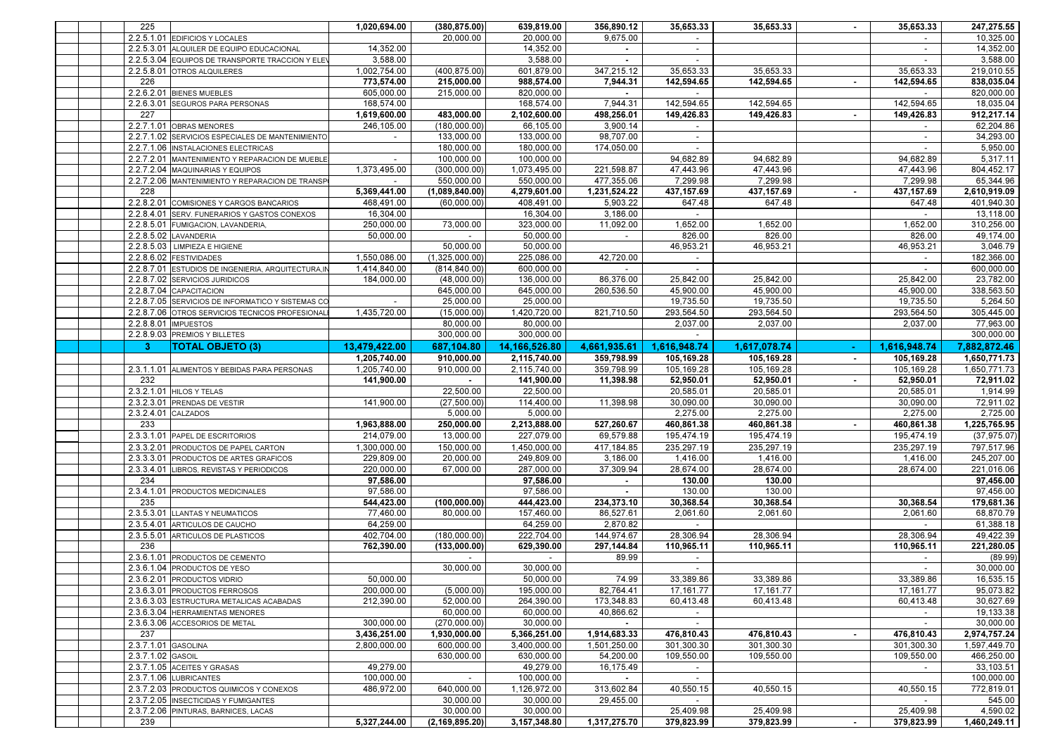| Código | Descripción | Col1 | Col2 | Col3 | Col4 | Col5 | Col6 | Col7 | Col8 | Col9 |
|---|---|---|---|---|---|---|---|---|---|---|
| 225 | | 1,020,694.00 | (380,875.00) | 639,819.00 | 356,890.12 | 35,653.33 | 35,653.33 | - | 35,653.33 | 247,275.55 |
| 2.2.5.1.01 | EDIFICIOS Y LOCALES | | 20,000.00 | 20,000.00 | 9,675.00 | - | | | - | 10,325.00 |
| 2.2.5.3.01 | ALQUILER DE EQUIPO EDUCACIONAL | 14,352.00 | | 14,352.00 | - | - | | | - | 14,352.00 |
| 2.2.5.3.04 | EQUIPOS DE TRANSPORTE TRACCION Y ELEV | 3,588.00 | | 3,588.00 | - | - | | | - | 3,588.00 |
| 2.2.5.8.01 | OTROS ALQUILERES | 1,002,754.00 | (400,875.00) | 601,879.00 | 347,215.12 | 35,653.33 | 35,653.33 | | 35,653.33 | 219,010.55 |
| 226 | | 773,574.00 | 215,000.00 | 988,574.00 | 7,944.31 | 142,594.65 | 142,594.65 | - | 142,594.65 | 838,035.04 |
| 2.2.6.2.01 | BIENES MUEBLES | 605,000.00 | 215,000.00 | 820,000.00 | - | - | | | - | 820,000.00 |
| 2.2.6.3.01 | SEGUROS PARA PERSONAS | 168,574.00 | | 168,574.00 | 7,944.31 | 142,594.65 | 142,594.65 | | 142,594.65 | 18,035.04 |
| 227 | | 1,619,600.00 | 483,000.00 | 2,102,600.00 | 498,256.01 | 149,426.83 | 149,426.83 | - | 149,426.83 | 912,217.14 |
| 2.2.7.1.01 | OBRAS MENORES | 246,105.00 | (180,000.00) | 66,105.00 | 3,900.14 | - | | | - | 62,204.86 |
| 2.2.7.1.02 | SERVICIOS ESPECIALES DE MANTENIMIENTO | - | 133,000.00 | 133,000.00 | 98,707.00 | - | | | - | 34,293.00 |
| 2.2.7.1.06 | INSTALACIONES ELECTRICAS | | 180,000.00 | 180,000.00 | 174,050.00 | - | | | - | 5,950.00 |
| 2.2.7.2.01 | MANTENIMIENTO Y REPARACION DE MUEBLE | - | 100,000.00 | 100,000.00 | | 94,682.89 | 94,682.89 | | 94,682.89 | 5,317.11 |
| 2.2.7.2.04 | MAQUINARIAS Y EQUIPOS | 1,373,495.00 | (300,000.00) | 1,073,495.00 | 221,598.87 | 47,443.96 | 47,443.96 | | 47,443.96 | 804,452.17 |
| 2.2.7.2.06 | MANTENIMIENTO Y REPARACION DE TRANSP | - | 550,000.00 | 550,000.00 | 477,355.06 | 7,299.98 | 7,299.98 | | 7,299.98 | 65,344.96 |
| 228 | | 5,369,441.00 | (1,089,840.00) | 4,279,601.00 | 1,231,524.22 | 437,157.69 | 437,157.69 | - | 437,157.69 | 2,610,919.09 |
| 2.2.8.2.01 | COMISIONES Y CARGOS BANCARIOS | 468,491.00 | (60,000.00) | 408,491.00 | 5,903.22 | 647.48 | 647.48 | | 647.48 | 401,940.30 |
| 2.2.8.4.01 | SERV. FUNERARIOS Y GASTOS CONEXOS | 16,304.00 | | 16,304.00 | 3,186.00 | - | | | - | 13,118.00 |
| 2.2.8.5.01 | FUMIGACION, LAVANDERIA, | 250,000.00 | 73,000.00 | 323,000.00 | 11,092.00 | 1,652.00 | 1,652.00 | | 1,652.00 | 310,256.00 |
| 2.2.8.5.02 | LAVANDERIA | 50,000.00 | - | 50,000.00 | - | 826.00 | 826.00 | | 826.00 | 49,174.00 |
| 2.2.8.5.03 | LIMPIEZA E HIGIENE | | 50,000.00 | 50,000.00 | | 46,953.21 | 46,953.21 | | 46,953.21 | 3,046.79 |
| 2.2.8.6.02 | FESTIVIDADES | 1,550,086.00 | (1,325,000.00) | 225,086.00 | 42,720.00 | - | | | - | 182,366.00 |
| 2.2.8.7.01 | ESTUDIOS DE INGENIERIA, ARQUITECTURA,IN | 1,414,840.00 | (814,840.00) | 600,000.00 | - | - | | | - | 600,000.00 |
| 2.2.8.7.02 | SERVICIOS JURIDICOS | 184,000.00 | (48,000.00) | 136,000.00 | 86,376.00 | 25,842.00 | 25,842.00 | | 25,842.00 | 23,782.00 |
| 2.2.8.7.04 | CAPACITACION | | 645,000.00 | 645,000.00 | 260,536.50 | 45,900.00 | 45,900.00 | | 45,900.00 | 338,563.50 |
| 2.2.8.7.05 | SERVICIOS DE INFORMATICO Y SISTEMAS CO | - | 25,000.00 | 25,000.00 | | 19,735.50 | 19,735.50 | | 19,735.50 | 5,264.50 |
| 2.2.8.7.06 | OTROS SERVICIOS TECNICOS PROFESIONAL | 1,435,720.00 | (15,000.00) | 1,420,720.00 | 821,710.50 | 293,564.50 | 293,564.50 | | 293,564.50 | 305,445.00 |
| 2.2.8.8.01 | IMPUESTOS | | 80,000.00 | 80,000.00 | | 2,037.00 | 2,037.00 | | 2,037.00 | 77,963.00 |
| 2.2.8.9.03 | PREMIOS Y BILLETES | | 300,000.00 | 300,000.00 | | - | | | | 300,000.00 |
| **3** | **TOTAL OBJETO (3)** | **13,479,422.00** | **687,104.80** | **14,166,526.80** | **4,661,935.61** | **1,616,948.74** | **1,617,078.74** | - | **1,616,948.74** | **7,882,872.46** |
| | | 1,205,740.00 | 910,000.00 | 2,115,740.00 | 359,798.99 | 105,169.28 | 105,169.28 | - | 105,169.28 | 1,650,771.73 |
| 2.3.1.1.01 | ALIMENTOS Y BEBIDAS PARA PERSONAS | 1,205,740.00 | 910,000.00 | 2,115,740.00 | 359,798.99 | 105,169.28 | 105,169.28 | | 105,169.28 | 1,650,771.73 |
| 232 | | 141,900.00 | - | 141,900.00 | 11,398.98 | 52,950.01 | 52,950.01 | - | 52,950.01 | 72,911.02 |
| 2.3.2.1.01 | HILOS Y TELAS | | 22,500.00 | 22,500.00 | | 20,585.01 | 20,585.01 | | 20,585.01 | 1,914.99 |
| 2.3.2.3.01 | PRENDAS DE VESTIR | 141,900.00 | (27,500.00) | 114,400.00 | 11,398.98 | 30,090.00 | 30,090.00 | | 30,090.00 | 72,911.02 |
| 2.3.2.4.01 | CALZADOS | | 5,000.00 | 5,000.00 | | 2,275.00 | 2,275.00 | | 2,275.00 | 2,725.00 |
| 233 | | 1,963,888.00 | 250,000.00 | 2,213,888.00 | 527,260.67 | 460,861.38 | 460,861.38 | - | 460,861.38 | 1,225,765.95 |
| 2.3.3.1.01 | PAPEL DE ESCRITORIOS | 214,079.00 | 13,000.00 | 227,079.00 | 69,579.88 | 195,474.19 | 195,474.19 | | 195,474.19 | (37,975.07) |
| 2.3.3.2.01 | PRODUCTOS DE PAPEL CARTON | 1,300,000.00 | 150,000.00 | 1,450,000.00 | 417,184.85 | 235,297.19 | 235,297.19 | | 235,297.19 | 797,517.96 |
| 2.3.3.3.01 | PRODUCTOS DE ARTES GRAFICOS | 229,809.00 | 20,000.00 | 249,809.00 | 3,186.00 | 1,416.00 | 1,416.00 | | 1,416.00 | 245,207.00 |
| 2.3.3.4.01 | LIBROS, REVISTAS Y PERIODICOS | 220,000.00 | 67,000.00 | 287,000.00 | 37,309.94 | 28,674.00 | 28,674.00 | | 28,674.00 | 221,016.06 |
| 234 | | 97,586.00 | | 97,586.00 | - | 130.00 | 130.00 | | | 97,456.00 |
| 2.3.4.1.01 | PRODUCTOS MEDICINALES | 97,586.00 | | 97,586.00 | - | 130.00 | 130.00 | | | 97,456.00 |
| 235 | | 544,423.00 | (100,000.00) | 444,423.00 | 234,373.10 | 30,368.54 | 30,368.54 | | 30,368.54 | 179,681.36 |
| 2.3.5.3.01 | LLANTAS Y NEUMATICOS | 77,460.00 | 80,000.00 | 157,460.00 | 86,527.61 | 2,061.60 | 2,061.60 | | 2,061.60 | 68,870.79 |
| 2.3.5.4.01 | ARTICULOS DE CAUCHO | 64,259.00 | | 64,259.00 | 2,870.82 | - | | | - | 61,388.18 |
| 2.3.5.5.01 | ARTICULOS DE PLASTICOS | 402,704.00 | (180,000.00) | 222,704.00 | 144,974.67 | 28,306.94 | 28,306.94 | | 28,306.94 | 49,422.39 |
| 236 | | 762,390.00 | (133,000.00) | 629,390.00 | 297,144.84 | 110,965.11 | 110,965.11 | - | 110,965.11 | 221,280.05 |
| 2.3.6.1.01 | PRODUCTOS DE CEMENTO | | - | - | 89.99 | - | | | - | (89.99) |
| 2.3.6.1.04 | PRODUCTOS DE YESO | | 30,000.00 | 30,000.00 | | - | | | - | 30,000.00 |
| 2.3.6.2.01 | PRODUCTOS VIDRIO | 50,000.00 | | 50,000.00 | 74.99 | 33,389.86 | 33,389.86 | | 33,389.86 | 16,535.15 |
| 2.3.6.3.01 | PRODUCTOS FERROSOS | 200,000.00 | (5,000.00) | 195,000.00 | 82,764.41 | 17,161.77 | 17,161.77 | | 17,161.77 | 95,073.82 |
| 2.3.6.3.03 | ESTRUCTURA METALICAS ACABADAS | 212,390.00 | 52,000.00 | 264,390.00 | 173,348.83 | 60,413.48 | 60,413.48 | | 60,413.48 | 30,627.69 |
| 2.3.6.3.04 | HERRAMIENTAS MENORES | | 60,000.00 | 60,000.00 | 40,866.62 | - | | | - | 19,133.38 |
| 2.3.6.3.06 | ACCESORIOS DE METAL | 300,000.00 | (270,000.00) | 30,000.00 | - | - | | | - | 30,000.00 |
| 237 | | 3,436,251.00 | 1,930,000.00 | 5,366,251.00 | 1,914,683.33 | 476,810.43 | 476,810.43 | - | 476,810.43 | 2,974,757.24 |
| 2.3.7.1.01 | GASOLINA | 2,800,000.00 | 600,000.00 | 3,400,000.00 | 1,501,250.00 | 301,300.30 | 301,300.30 | | 301,300.30 | 1,597,449.70 |
| 2.3.7.1.02 | GASOIL | | 630,000.00 | 630,000.00 | 54,200.00 | 109,550.00 | 109,550.00 | | 109,550.00 | 466,250.00 |
| 2.3.7.1.05 | ACEITES Y GRASAS | 49,279.00 | | 49,279.00 | 16,175.49 | - | | | - | 33,103.51 |
| 2.3.7.1.06 | LUBRICANTES | 100,000.00 | - | 100,000.00 | - | - | | | | 100,000.00 |
| 2.3.7.2.03 | PRODUCTOS QUIMICOS Y CONEXOS | 486,972.00 | 640,000.00 | 1,126,972.00 | 313,602.84 | 40,550.15 | 40,550.15 | | 40,550.15 | 772,819.01 |
| 2.3.7.2.05 | INSECTICIDAS Y FUMIGANTES | | 30,000.00 | 30,000.00 | 29,455.00 | - | | | - | 545.00 |
| 2.3.7.2.06 | PINTURAS, BARNICES, LACAS | | 30,000.00 | 30,000.00 | | 25,409.98 | 25,409.98 | | 25,409.98 | 4,590.02 |
| 239 | | 5,327,244.00 | (2,169,895.20) | 3,157,348.80 | 1,317,275.70 | 379,823.99 | 379,823.99 | - | 379,823.99 | 1,460,249.11 |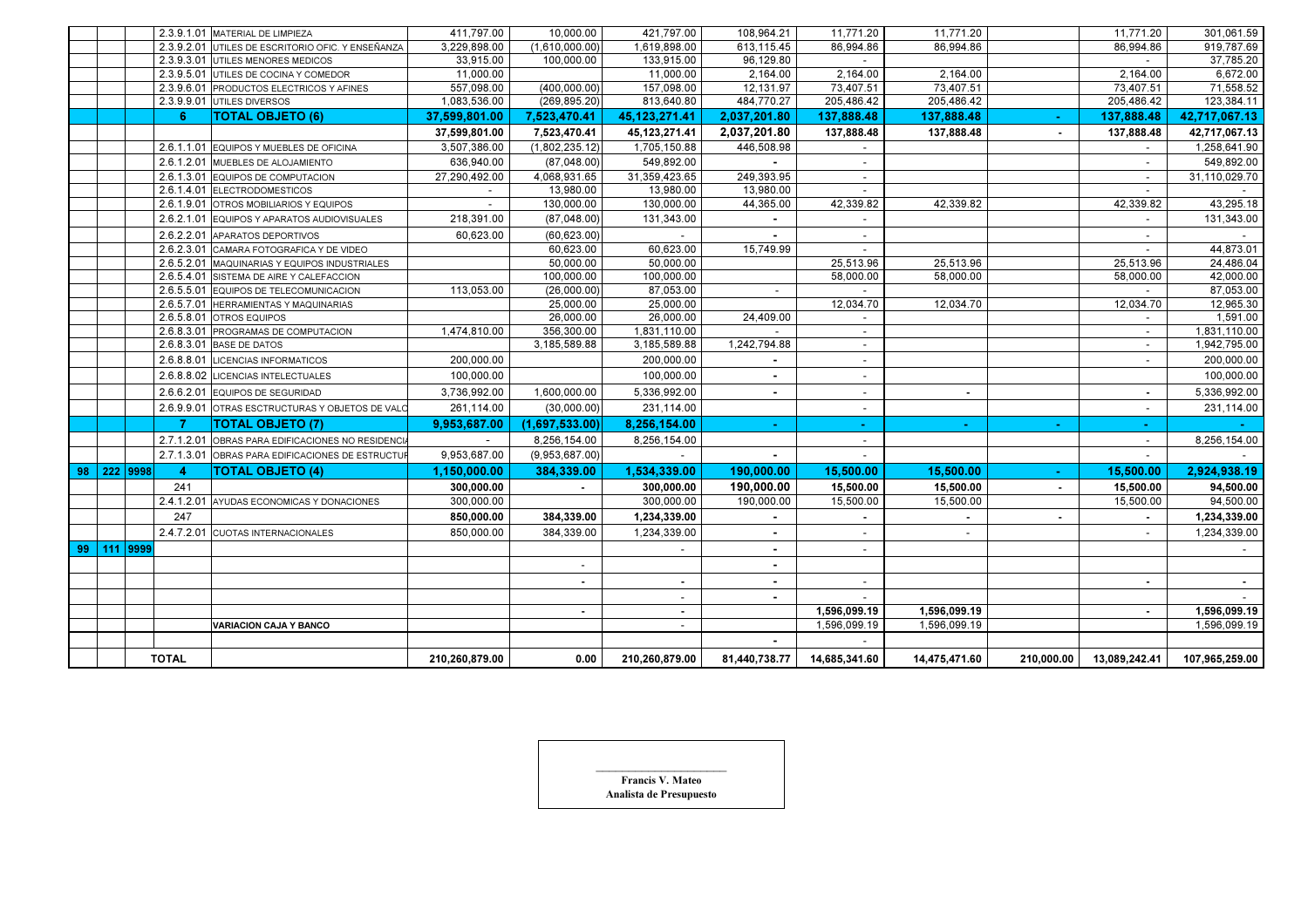| | | | | | | | | | | | | | |
|---|---|---|---|---|---|---|---|---|---|---|---|---|---|
| | | | 2.3.9.1.01 | MATERIAL DE LIMPIEZA | 411,797.00 | 10,000.00 | 421,797.00 | 108,964.21 | 11,771.20 | 11,771.20 | | 11,771.20 | 301,061.59 |
| | | | 2.3.9.2.01 | UTILES DE ESCRITORIO OFIC. Y ENSEÑANZA | 3,229,898.00 | (1,610,000.00) | 1,619,898.00 | 613,115.45 | 86,994.86 | 86,994.86 | | 86,994.86 | 919,787.69 |
| | | | 2.3.9.3.01 | UTILES MENORES MEDICOS | 33,915.00 | 100,000.00 | 133,915.00 | 96,129.80 | - | | | - | 37,785.20 |
| | | | 2.3.9.5.01 | UTILES DE COCINA Y COMEDOR | 11,000.00 | | 11,000.00 | 2,164.00 | 2,164.00 | 2,164.00 | | 2,164.00 | 6,672.00 |
| | | | 2.3.9.6.01 | PRODUCTOS ELECTRICOS Y AFINES | 557,098.00 | (400,000.00) | 157,098.00 | 12,131.97 | 73,407.51 | 73,407.51 | | 73,407.51 | 71,558.52 |
| | | | 2.3.9.9.01 | UTILES DIVERSOS | 1,083,536.00 | (269,895.20) | 813,640.80 | 484,770.27 | 205,486.42 | 205,486.42 | | 205,486.42 | 123,384.11 |
| | | | **6** | **TOTAL OBJETO (6)** | **37,599,801.00** | **7,523,470.41** | **45,123,271.41** | **2,037,201.80** | **137,888.48** | **137,888.48** | **-** | **137,888.48** | **42,717,067.13** |
| | | | | | **37,599,801.00** | **7,523,470.41** | **45,123,271.41** | **2,037,201.80** | **137,888.48** | **137,888.48** | **-** | **137,888.48** | **42,717,067.13** |
| | | | 2.6.1.1.01 | EQUIPOS Y MUEBLES DE OFICINA | 3,507,386.00 | (1,802,235.12) | 1,705,150.88 | 446,508.98 | - | | | - | 1,258,641.90 |
| | | | 2.6.1.2.01 | MUEBLES DE ALOJAMIENTO | 636,940.00 | (87,048.00) | 549,892.00 | - | - | | | - | 549,892.00 |
| | | | 2.6.1.3.01 | EQUIPOS DE COMPUTACION | 27,290,492.00 | 4,068,931.65 | 31,359,423.65 | 249,393.95 | - | | | - | 31,110,029.70 |
| | | | 2.6.1.4.01 | ELECTRODOMESTICOS | - | 13,980.00 | 13,980.00 | 13,980.00 | - | | | - | - |
| | | | 2.6.1.9.01 | OTROS MOBILIARIOS Y EQUIPOS | - | 130,000.00 | 130,000.00 | 44,365.00 | 42,339.82 | 42,339.82 | | 42,339.82 | 43,295.18 |
| | | | 2.6.2.1.01 | EQUIPOS Y APARATOS AUDIOVISUALES | 218,391.00 | (87,048.00) | 131,343.00 | - | - | | | - | 131,343.00 |
| | | | 2.6.2.2.01 | APARATOS DEPORTIVOS | 60,623.00 | (60,623.00) | - | - | - | | | - | - |
| | | | 2.6.2.3.01 | CAMARA FOTOGRAFICA Y DE VIDEO | | 60,623.00 | 60,623.00 | 15,749.99 | - | | | - | 44,873.01 |
| | | | 2.6.5.2.01 | MAQUINARIAS Y EQUIPOS INDUSTRIALES | | 50,000.00 | 50,000.00 | | 25,513.96 | 25,513.96 | | 25,513.96 | 24,486.04 |
| | | | 2.6.5.4.01 | SISTEMA DE AIRE Y CALEFACCION | | 100,000.00 | 100,000.00 | | 58,000.00 | 58,000.00 | | 58,000.00 | 42,000.00 |
| | | | 2.6.5.5.01 | EQUIPOS DE TELECOMUNICACION | 113,053.00 | (26,000.00) | 87,053.00 | - | - | | | - | 87,053.00 |
| | | | 2.6.5.7.01 | HERRAMIENTAS Y MAQUINARIAS | | 25,000.00 | 25,000.00 | | 12,034.70 | 12,034.70 | | 12,034.70 | 12,965.30 |
| | | | 2.6.5.8.01 | OTROS EQUIPOS | | 26,000.00 | 26,000.00 | 24,409.00 | - | | | - | 1,591.00 |
| | | | 2.6.8.3.01 | PROGRAMAS DE COMPUTACION | 1,474,810.00 | 356,300.00 | 1,831,110.00 | - | - | | | - | 1,831,110.00 |
| | | | 2.6.8.3.01 | BASE DE DATOS | | 3,185,589.88 | 3,185,589.88 | 1,242,794.88 | - | | | - | 1,942,795.00 |
| | | | 2.6.8.8.01 | LICENCIAS INFORMATICOS | 200,000.00 | | 200,000.00 | - | - | | | - | 200,000.00 |
| | | | 2.6.8.8.02 | LICENCIAS INTELECTUALES | 100,000.00 | | 100,000.00 | - | - | | | | 100,000.00 |
| | | | 2.6.6.2.01 | EQUIPOS DE SEGURIDAD | 3,736,992.00 | 1,600,000.00 | 5,336,992.00 | - | - | - | | - | 5,336,992.00 |
| | | | 2.6.9.9.01 | OTRAS ESCTRUCTURAS Y OBJETOS DE VALO | 261,114.00 | (30,000.00) | 231,114.00 | | - | | | - | 231,114.00 |
| | | | **7** | **TOTAL OBJETO (7)** | **9,953,687.00** | **(1,697,533.00)** | **8,256,154.00** | **-** | **-** | **-** | **-** | **-** | **-** |
| | | | 2.7.1.2.01 | OBRAS PARA EDIFICACIONES NO RESIDENCI | - | 8,256,154.00 | 8,256,154.00 | | - | | | - | 8,256,154.00 |
| | | | 2.7.1.3.01 | OBRAS PARA EDIFICACIONES DE ESTRUCTUR | 9,953,687.00 | (9,953,687.00) | - | - | - | | | - | - |
| **98** | **222** | **9998** | **4** | **TOTAL OBJETO (4)** | **1,150,000.00** | **384,339.00** | **1,534,339.00** | **190,000.00** | **15,500.00** | **15,500.00** | **-** | **15,500.00** | **2,924,938.19** |
| | | | 241 | | **300,000.00** | **-** | **300,000.00** | **190,000.00** | **15,500.00** | **15,500.00** | **-** | **15,500.00** | **94,500.00** |
| | | | 2.4.1.2.01 | AYUDAS ECONOMICAS Y DONACIONES | 300,000.00 | | 300,000.00 | 190,000.00 | 15,500.00 | 15,500.00 | | 15,500.00 | 94,500.00 |
| | | | 247 | | **850,000.00** | **384,339.00** | **1,234,339.00** | **-** | **-** | **-** | **-** | **-** | **1,234,339.00** |
| | | | 2.4.7.2.01 | CUOTAS INTERNACIONALES | 850,000.00 | 384,339.00 | 1,234,339.00 | - | - | - | | - | 1,234,339.00 |
| **99** | **111** | **9999** | | | | | - | - | - | | | | - |
| | | | | | | - | | - | | | | | |
| | | | | | | - | - | - | - | | | - | - |
| | | | | | | | - | - | | | | | - |
| | | | | | | - | - | | 1,596,099.19 | 1,596,099.19 | | - | 1,596,099.19 |
| | | | | **VARIACION CAJA Y BANCO** | | | - | | 1,596,099.19 | 1,596,099.19 | | | 1,596,099.19 |
| | | | | | | | | - | | | | | |
| | | **TOTAL** | | | **210,260,879.00** | **0.00** | **210,260,879.00** | **81,440,738.77** | **14,685,341.60** | **14,475,471.60** | **210,000.00** | **13,089,242.41** | **107,965,259.00** |

**Francis V. Mateo**
**Analista de Presupuesto**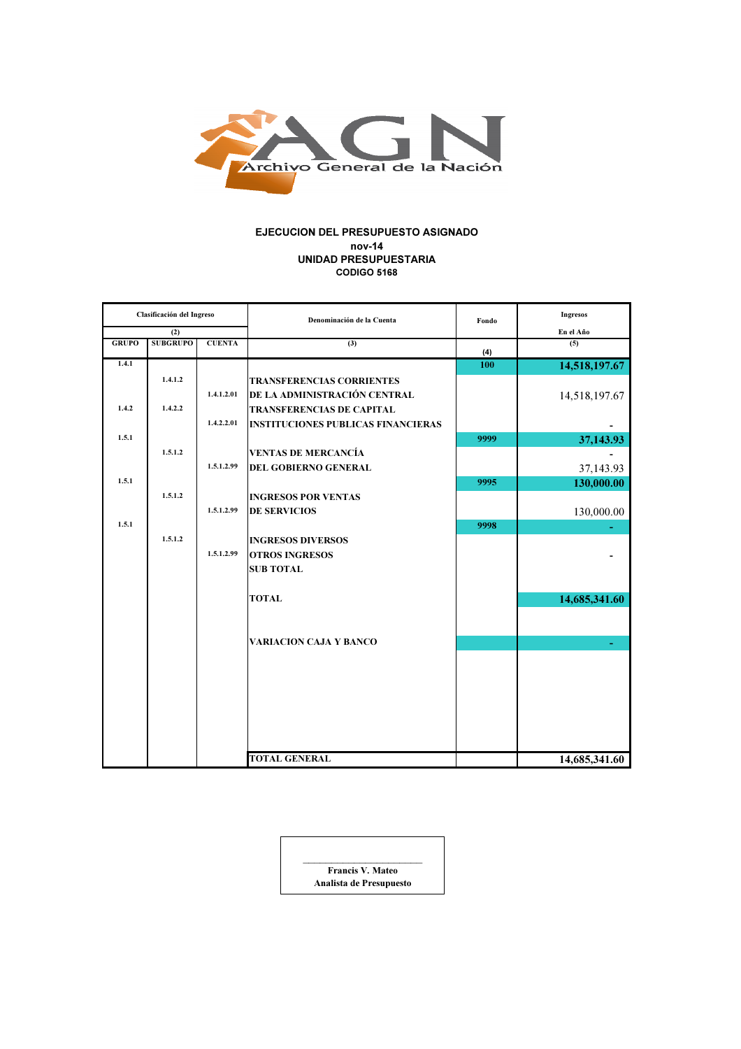AGN Archivo General de la Nación

**EJECUCION DEL PRESUPUESTO ASIGNADO**
**nov-14**
**UNIDAD PRESUPUESTARIA**
**CODIGO 5168**

| Clasificación del Ingreso (2) | | | Denominación de la Cuenta | Fondo | Ingresos En el Año |
|---|---|---|---|---|---|
| GRUPO | SUBGRUPO | CUENTA | (3) | (4) | (5) |
| 1.4.1 | | | | 100 | 14,518,197.67 |
| | 1.4.1.2 | | TRANSFERENCIAS CORRIENTES | | |
| | | 1.4.1.2.01 | DE LA ADMINISTRACIÓN CENTRAL | | 14,518,197.67 |
| 1.4.2 | 1.4.2.2 | | TRANSFERENCIAS DE CAPITAL | | |
| | | 1.4.2.2.01 | INSTITUCIONES PUBLICAS FINANCIERAS | | - |
| 1.5.1 | | | | 9999 | 37,143.93 |
| | 1.5.1.2 | | VENTAS DE MERCANCÍA | | - |
| | | 1.5.1.2.99 | DEL GOBIERNO GENERAL | | 37,143.93 |
| 1.5.1 | | | | 9995 | 130,000.00 |
| | 1.5.1.2 | | INGRESOS POR VENTAS | | |
| | | 1.5.1.2.99 | DE SERVICIOS | | 130,000.00 |
| 1.5.1 | | | | 9998 | - |
| | 1.5.1.2 | | INGRESOS DIVERSOS | | |
| | | 1.5.1.2.99 | OTROS INGRESOS | | - |
| | | | SUB TOTAL | | |
| | | | TOTAL | | 14,685,341.60 |
| | | | VARIACION CAJA Y BANCO | | - |
| | | | TOTAL GENERAL | | 14,685,341.60 |

Francis V. Mateo
Analista de Presupuesto